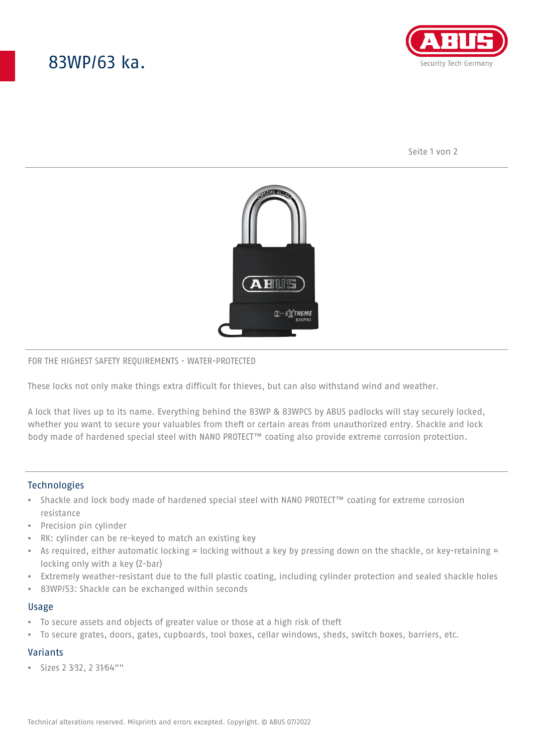# 83WP/63 ka.

FOR THE HIGHEST SAFETY REQUIREMENTS - WATER-PROTECTED

These locks not only make things extra difficult for thieves, but can also withstand wind and weather.

A lock that lives up to its name. Everything behind the 83WP & 83WPCS by ABUS padlocks will stay securely locked, whether you want to secure your valuables from theft or certain areas from unauthorized entry. Shackle and lock body made of hardened special steel with NANO PROTECT™ coating also provide extreme corrosion protection.

## Technologies

- Shackle and lock body made of hardened special steel with NANO PROTECT™ coating for extreme corrosion resistance
- Precision pin cylinder
- RK: cylinder can be re-keyed to match an existing key
- As required, either automatic locking = locking without a key by pressing down on the shackle, or key-retaining = locking only with a key (Z-bar)
- Extremely weather-resistant due to the full plastic coating, including cylinder protection and sealed shackle holes
- 83WP/53: Shackle can be exchanged within seconds

## Usage

- To secure assets and objects of greater value or those at a high risk of theft
- To secure grates, doors, gates, cupboards, tool boxes, cellar windows, sheds, switch boxes, barriers, etc.

## Variants

- Sizes 2 3⁄32, 2 31⁄64""

Technical alterations reserved. Misprints and errors excepted. Copyright. © ABUS 07/2022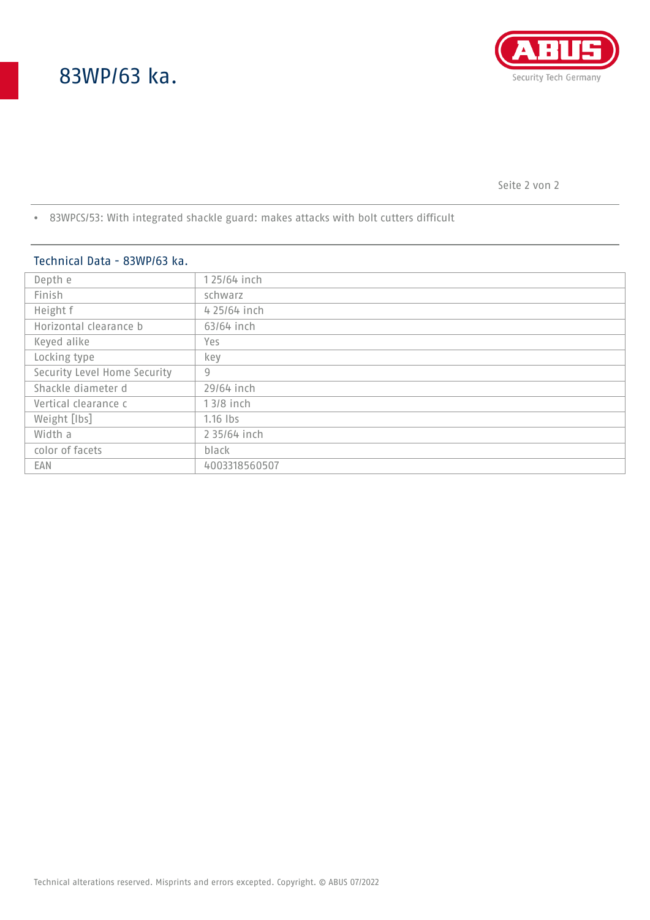- 83WPCS/53: With integrated shackle guard: makes attacks with bolt cutters difficult

## Technical Data - 83WP/63 ka.

| | |
|---|---|
| Depth e | 1 25/64 inch |
| Finish | schwarz |
| Height f | 4 25/64 inch |
| Horizontal clearance b | 63/64 inch |
| Keyed alike | Yes |
| Locking type | key |
| Security Level Home Security | 9 |
| Shackle diameter d | 29/64 inch |
| Vertical clearance c | 1 3/8 inch |
| Weight [lbs] | 1.16 lbs |
| Width a | 2 35/64 inch |
| color of facets | black |
| EAN | 4003318560507 |

Technical alterations reserved. Misprints and errors excepted. Copyright. © ABUS 07/2022